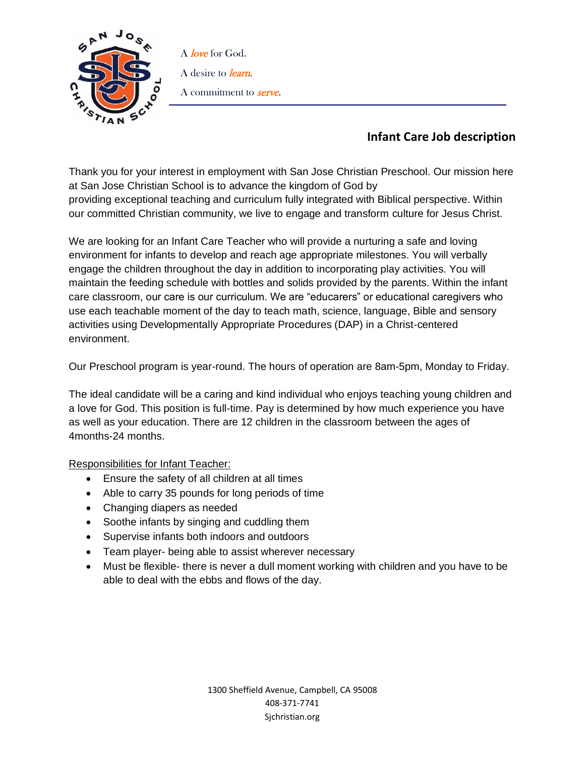A *love* for God.

A desire to *learn*.

A commitment to *serve*.

## Infant Care Job description

Thank you for your interest in employment with San Jose Christian Preschool. Our mission here at San Jose Christian School is to advance the kingdom of God by providing exceptional teaching and curriculum fully integrated with Biblical perspective. Within our committed Christian community, we live to engage and transform culture for Jesus Christ.

We are looking for an Infant Care Teacher who will provide a nurturing a safe and loving environment for infants to develop and reach age appropriate milestones. You will verbally engage the children throughout the day in addition to incorporating play activities. You will maintain the feeding schedule with bottles and solids provided by the parents. Within the infant care classroom, our care is our curriculum. We are "educarers" or educational caregivers who use each teachable moment of the day to teach math, science, language, Bible and sensory activities using Developmentally Appropriate Procedures (DAP) in a Christ-centered environment.

Our Preschool program is year-round. The hours of operation are 8am-5pm, Monday to Friday.

The ideal candidate will be a caring and kind individual who enjoys teaching young children and a love for God. This position is full-time. Pay is determined by how much experience you have as well as your education. There are 12 children in the classroom between the ages of 4months-24 months.

Responsibilities for Infant Teacher:

- Ensure the safety of all children at all times
- Able to carry 35 pounds for long periods of time
- Changing diapers as needed
- Soothe infants by singing and cuddling them
- Supervise infants both indoors and outdoors
- Team player- being able to assist wherever necessary
- Must be flexible- there is never a dull moment working with children and you have to be able to deal with the ebbs and flows of the day.

1300 Sheffield Avenue, Campbell, CA 95008
408-371-7741
Sjchristian.org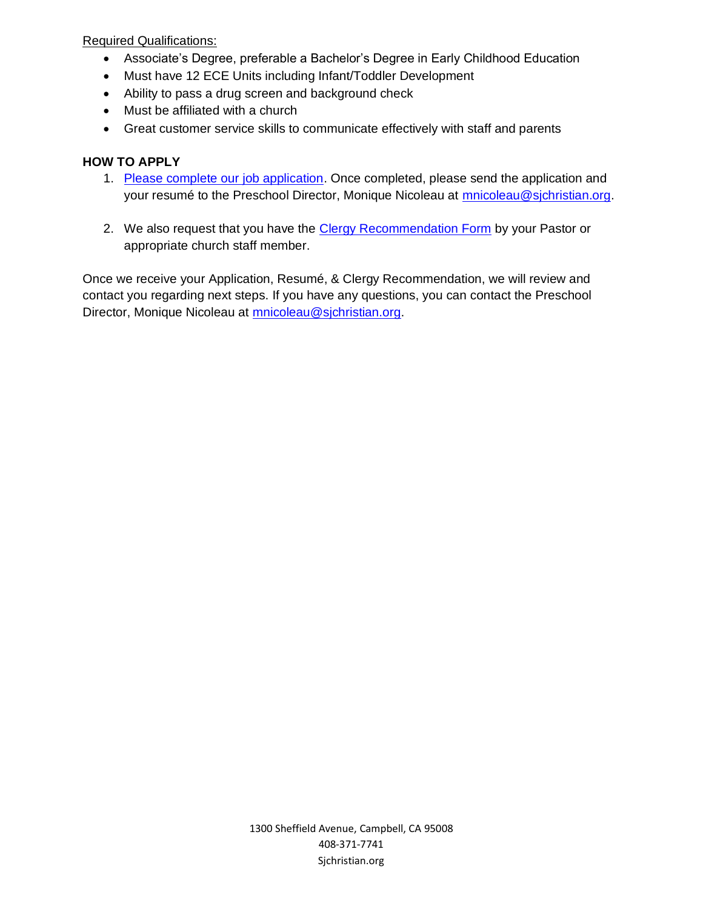Required Qualifications:

- Associate's Degree, preferable a Bachelor's Degree in Early Childhood Education
- Must have 12 ECE Units including Infant/Toddler Development
- Ability to pass a drug screen and background check
- Must be affiliated with a church
- Great customer service skills to communicate effectively with staff and parents

**HOW TO APPLY**

1. Please complete our job application. Once completed, please send the application and your resumé to the Preschool Director, Monique Nicoleau at mnicoleau@sjchristian.org.

2. We also request that you have the Clergy Recommendation Form by your Pastor or appropriate church staff member.

Once we receive your Application, Resumé, & Clergy Recommendation, we will review and contact you regarding next steps. If you have any questions, you can contact the Preschool Director, Monique Nicoleau at mnicoleau@sjchristian.org.

1300 Sheffield Avenue, Campbell, CA 95008
408-371-7741
Sjchristian.org